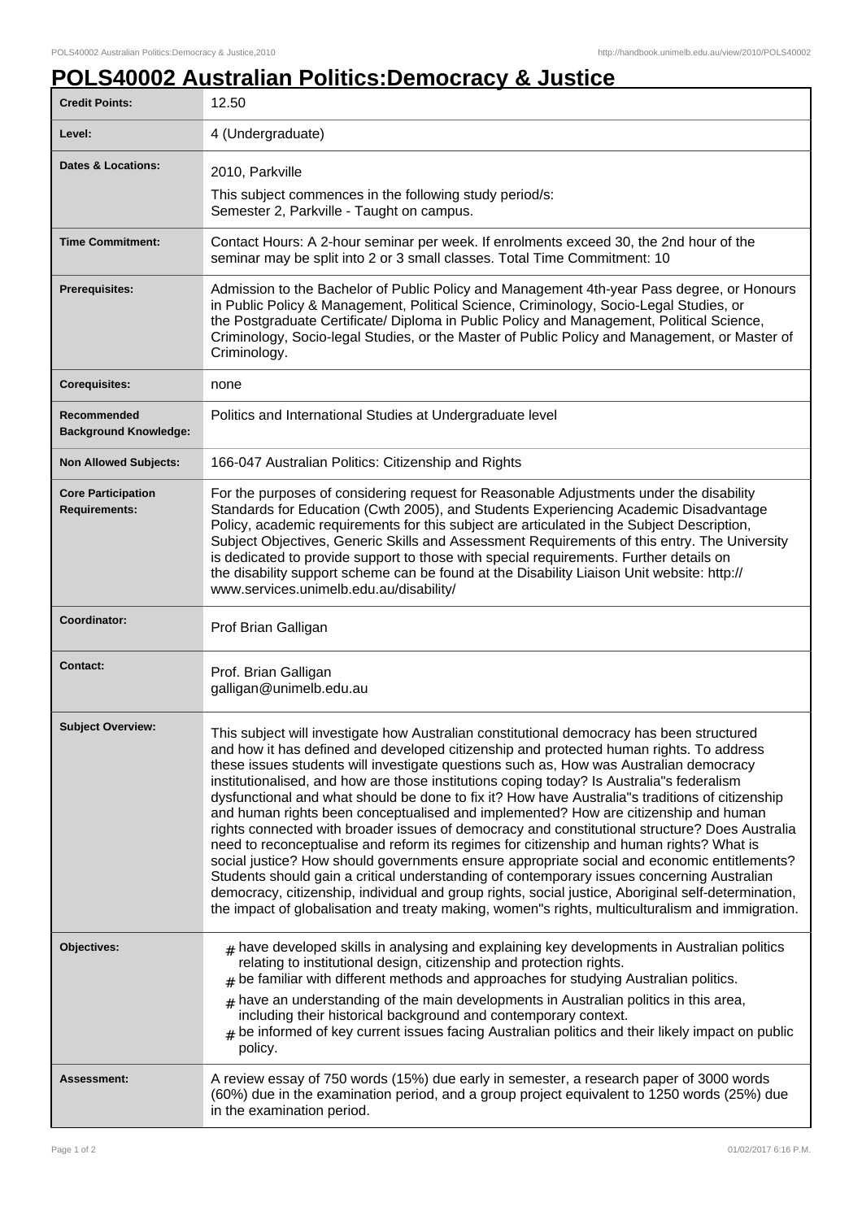# POLS40002 Australian Politics:Democracy & Justice

| | |
|---|---|
| **Credit Points:** | 12.50 |
| **Level:** | 4 (Undergraduate) |
| **Dates & Locations:** | 2010, Parkville<br>This subject commences in the following study period/s:<br>Semester 2, Parkville - Taught on campus. |
| **Time Commitment:** | Contact Hours: A 2-hour seminar per week. If enrolments exceed 30, the 2nd hour of the seminar may be split into 2 or 3 small classes. Total Time Commitment: 10 |
| **Prerequisites:** | Admission to the Bachelor of Public Policy and Management 4th-year Pass degree, or Honours in Public Policy & Management, Political Science, Criminology, Socio-Legal Studies, or the Postgraduate Certificate/ Diploma in Public Policy and Management, Political Science, Criminology, Socio-legal Studies, or the Master of Public Policy and Management, or Master of Criminology. |
| **Corequisites:** | none |
| **Recommended Background Knowledge:** | Politics and International Studies at Undergraduate level |
| **Non Allowed Subjects:** | 166-047 Australian Politics: Citizenship and Rights |
| **Core Participation Requirements:** | For the purposes of considering request for Reasonable Adjustments under the disability Standards for Education (Cwth 2005), and Students Experiencing Academic Disadvantage Policy, academic requirements for this subject are articulated in the Subject Description, Subject Objectives, Generic Skills and Assessment Requirements of this entry. The University is dedicated to provide support to those with special requirements. Further details on the disability support scheme can be found at the Disability Liaison Unit website: http://www.services.unimelb.edu.au/disability/ |
| **Coordinator:** | Prof Brian Galligan |
| **Contact:** | Prof. Brian Galligan<br>galligan@unimelb.edu.au |
| **Subject Overview:** | This subject will investigate how Australian constitutional democracy has been structured and how it has defined and developed citizenship and protected human rights. To address these issues students will investigate questions such as, How was Australian democracy institutionalised, and how are those institutions coping today? Is Australia"s federalism dysfunctional and what should be done to fix it? How have Australia"s traditions of citizenship and human rights been conceptualised and implemented? How are citizenship and human rights connected with broader issues of democracy and constitutional structure? Does Australia need to reconceptualise and reform its regimes for citizenship and human rights? What is social justice? How should governments ensure appropriate social and economic entitlements? Students should gain a critical understanding of contemporary issues concerning Australian democracy, citizenship, individual and group rights, social justice, Aboriginal self-determination, the impact of globalisation and treaty making, women"s rights, multiculturalism and immigration. |
| **Objectives:** | # have developed skills in analysing and explaining key developments in Australian politics relating to institutional design, citizenship and protection rights.<br># be familiar with different methods and approaches for studying Australian politics.<br># have an understanding of the main developments in Australian politics in this area, including their historical background and contemporary context.<br># be informed of key current issues facing Australian politics and their likely impact on public policy. |
| **Assessment:** | A review essay of 750 words (15%) due early in semester, a research paper of 3000 words (60%) due in the examination period, and a group project equivalent to 1250 words (25%) due in the examination period. |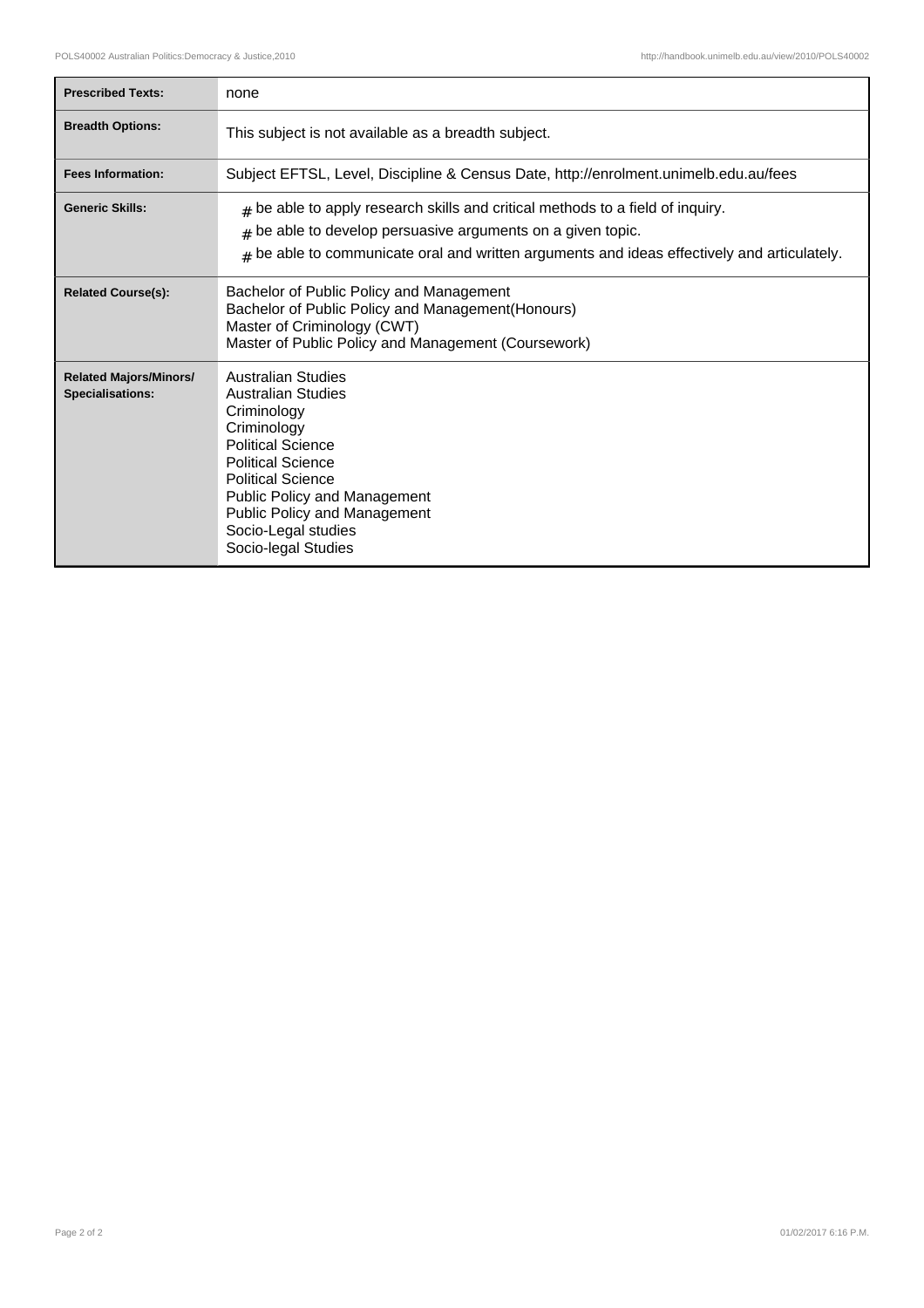| | |
|---|---|
| **Prescribed Texts:** | none |
| **Breadth Options:** | This subject is not available as a breadth subject. |
| **Fees Information:** | Subject EFTSL, Level, Discipline & Census Date, http://enrolment.unimelb.edu.au/fees |
| **Generic Skills:** | # be able to apply research skills and critical methods to a field of inquiry.<br># be able to develop persuasive arguments on a given topic.<br># be able to communicate oral and written arguments and ideas effectively and articulately. |
| **Related Course(s):** | Bachelor of Public Policy and Management<br>Bachelor of Public Policy and Management(Honours)<br>Master of Criminology (CWT)<br>Master of Public Policy and Management (Coursework) |
| **Related Majors/Minors/ Specialisations:** | Australian Studies<br>Australian Studies<br>Criminology<br>Criminology<br>Political Science<br>Political Science<br>Political Science<br>Public Policy and Management<br>Public Policy and Management<br>Socio-Legal studies<br>Socio-legal Studies |